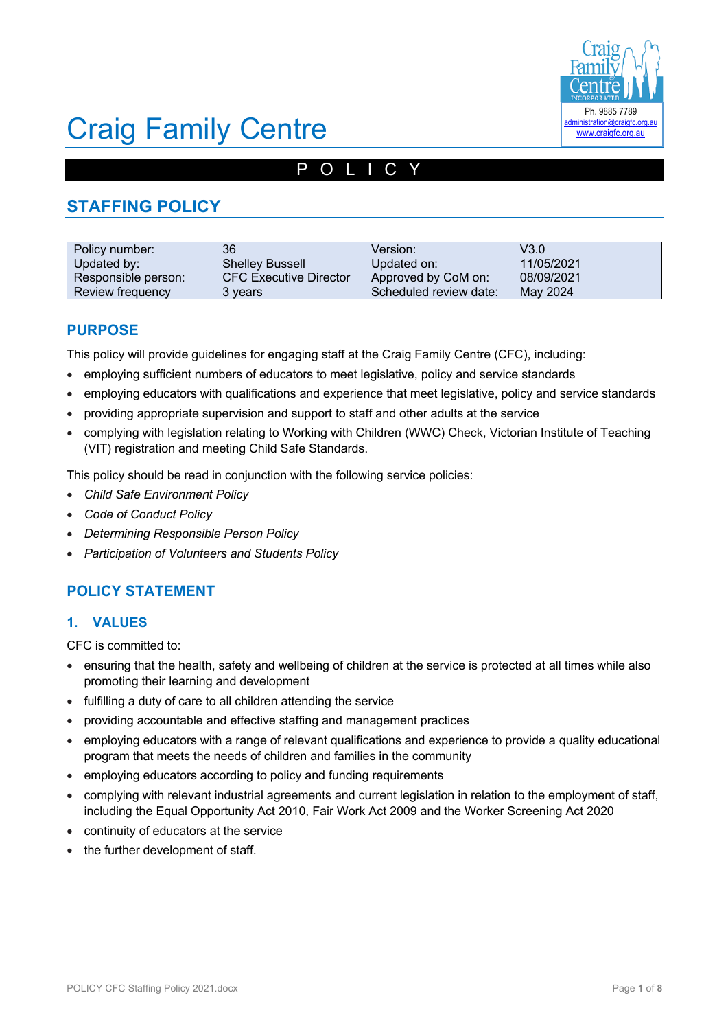# Craig Family Centre

Ph. 9885 7789
administration@craigfc.org.au
www.craigfc.org.au

POLICY

## STAFFING POLICY

| Policy number: | 36 | Version: | V3.0 |
|---|---|---|---|
| Updated by: | Shelley Bussell | Updated on: | 11/05/2021 |
| Responsible person: | CFC Executive Director | Approved by CoM on: | 08/09/2021 |
| Review frequency | 3 years | Scheduled review date: | May 2024 |

## PURPOSE

This policy will provide guidelines for engaging staff at the Craig Family Centre (CFC), including:

- employing sufficient numbers of educators to meet legislative, policy and service standards
- employing educators with qualifications and experience that meet legislative, policy and service standards
- providing appropriate supervision and support to staff and other adults at the service
- complying with legislation relating to Working with Children (WWC) Check, Victorian Institute of Teaching (VIT) registration and meeting Child Safe Standards.

This policy should be read in conjunction with the following service policies:

- *Child Safe Environment Policy*
- *Code of Conduct Policy*
- *Determining Responsible Person Policy*
- *Participation of Volunteers and Students Policy*

## POLICY STATEMENT

### 1. VALUES

CFC is committed to:

- ensuring that the health, safety and wellbeing of children at the service is protected at all times while also promoting their learning and development
- fulfilling a duty of care to all children attending the service
- providing accountable and effective staffing and management practices
- employing educators with a range of relevant qualifications and experience to provide a quality educational program that meets the needs of children and families in the community
- employing educators according to policy and funding requirements
- complying with relevant industrial agreements and current legislation in relation to the employment of staff, including the Equal Opportunity Act 2010, Fair Work Act 2009 and the Worker Screening Act 2020
- continuity of educators at the service
- the further development of staff.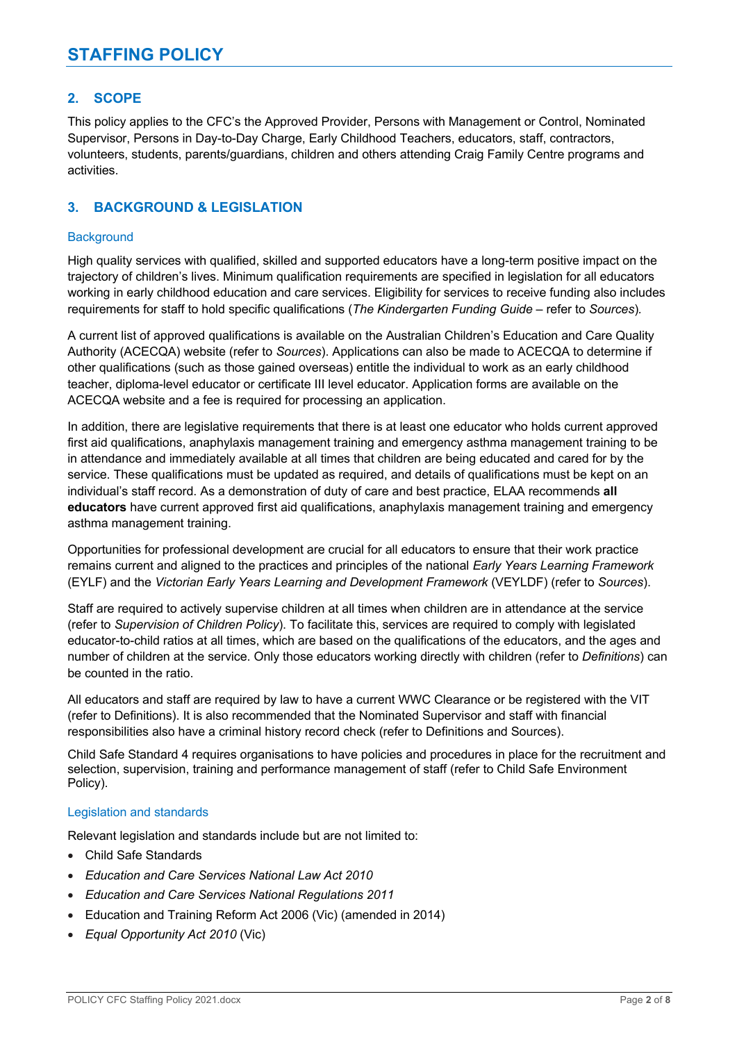## 2. SCOPE

This policy applies to the CFC's the Approved Provider, Persons with Management or Control, Nominated Supervisor, Persons in Day-to-Day Charge, Early Childhood Teachers, educators, staff, contractors, volunteers, students, parents/guardians, children and others attending Craig Family Centre programs and activities.

## 3. BACKGROUND & LEGISLATION

### Background

High quality services with qualified, skilled and supported educators have a long-term positive impact on the trajectory of children's lives. Minimum qualification requirements are specified in legislation for all educators working in early childhood education and care services. Eligibility for services to receive funding also includes requirements for staff to hold specific qualifications (*The Kindergarten Funding Guide* – refer to *Sources*).

A current list of approved qualifications is available on the Australian Children's Education and Care Quality Authority (ACECQA) website (refer to *Sources*). Applications can also be made to ACECQA to determine if other qualifications (such as those gained overseas) entitle the individual to work as an early childhood teacher, diploma-level educator or certificate III level educator. Application forms are available on the ACECQA website and a fee is required for processing an application.

In addition, there are legislative requirements that there is at least one educator who holds current approved first aid qualifications, anaphylaxis management training and emergency asthma management training to be in attendance and immediately available at all times that children are being educated and cared for by the service. These qualifications must be updated as required, and details of qualifications must be kept on an individual's staff record. As a demonstration of duty of care and best practice, ELAA recommends **all educators** have current approved first aid qualifications, anaphylaxis management training and emergency asthma management training.

Opportunities for professional development are crucial for all educators to ensure that their work practice remains current and aligned to the practices and principles of the national *Early Years Learning Framework* (EYLF) and the *Victorian Early Years Learning and Development Framework* (VEYLDF) (refer to *Sources*).

Staff are required to actively supervise children at all times when children are in attendance at the service (refer to *Supervision of Children Policy*). To facilitate this, services are required to comply with legislated educator-to-child ratios at all times, which are based on the qualifications of the educators, and the ages and number of children at the service. Only those educators working directly with children (refer to *Definitions*) can be counted in the ratio.

All educators and staff are required by law to have a current WWC Clearance or be registered with the VIT (refer to Definitions). It is also recommended that the Nominated Supervisor and staff with financial responsibilities also have a criminal history record check (refer to Definitions and Sources).

Child Safe Standard 4 requires organisations to have policies and procedures in place for the recruitment and selection, supervision, training and performance management of staff (refer to Child Safe Environment Policy).

### Legislation and standards

Relevant legislation and standards include but are not limited to:

- Child Safe Standards
- *Education and Care Services National Law Act 2010*
- *Education and Care Services National Regulations 2011*
- Education and Training Reform Act 2006 (Vic) (amended in 2014)
- *Equal Opportunity Act 2010* (Vic)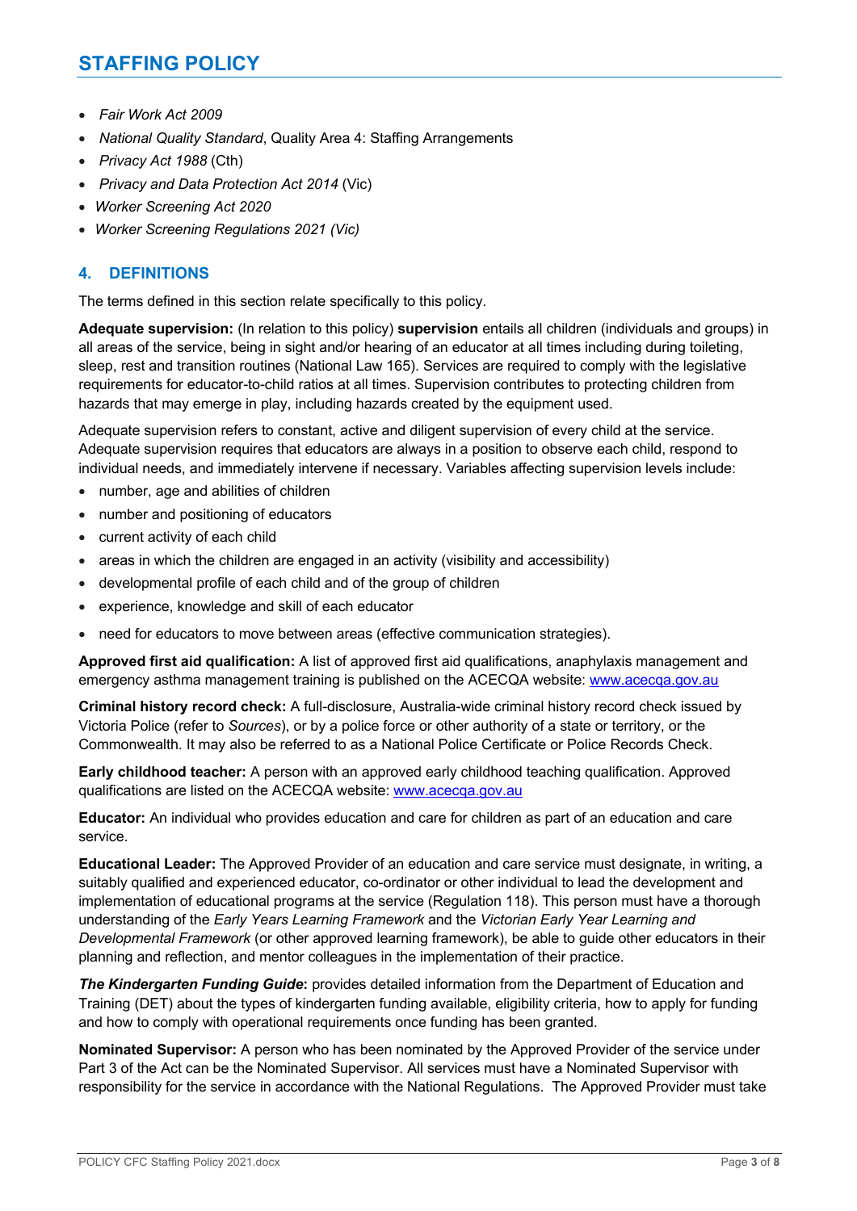- *Fair Work Act 2009*
- *National Quality Standard*, Quality Area 4: Staffing Arrangements
- *Privacy Act 1988* (Cth)
- *Privacy and Data Protection Act 2014* (Vic)
- *Worker Screening Act 2020*
- *Worker Screening Regulations 2021 (Vic)*

## 4. DEFINITIONS

The terms defined in this section relate specifically to this policy.

**Adequate supervision:** (In relation to this policy) **supervision** entails all children (individuals and groups) in all areas of the service, being in sight and/or hearing of an educator at all times including during toileting, sleep, rest and transition routines (National Law 165). Services are required to comply with the legislative requirements for educator-to-child ratios at all times. Supervision contributes to protecting children from hazards that may emerge in play, including hazards created by the equipment used.

Adequate supervision refers to constant, active and diligent supervision of every child at the service. Adequate supervision requires that educators are always in a position to observe each child, respond to individual needs, and immediately intervene if necessary. Variables affecting supervision levels include:

- number, age and abilities of children
- number and positioning of educators
- current activity of each child
- areas in which the children are engaged in an activity (visibility and accessibility)
- developmental profile of each child and of the group of children
- experience, knowledge and skill of each educator
- need for educators to move between areas (effective communication strategies).

**Approved first aid qualification:** A list of approved first aid qualifications, anaphylaxis management and emergency asthma management training is published on the ACECQA website: www.acecqa.gov.au

**Criminal history record check:** A full-disclosure, Australia-wide criminal history record check issued by Victoria Police (refer to *Sources*), or by a police force or other authority of a state or territory, or the Commonwealth. It may also be referred to as a National Police Certificate or Police Records Check.

**Early childhood teacher:** A person with an approved early childhood teaching qualification. Approved qualifications are listed on the ACECQA website: www.acecqa.gov.au

**Educator:** An individual who provides education and care for children as part of an education and care service.

**Educational Leader:** The Approved Provider of an education and care service must designate, in writing, a suitably qualified and experienced educator, co-ordinator or other individual to lead the development and implementation of educational programs at the service (Regulation 118). This person must have a thorough understanding of the *Early Years Learning Framework* and the *Victorian Early Year Learning and Developmental Framework* (or other approved learning framework), be able to guide other educators in their planning and reflection, and mentor colleagues in the implementation of their practice.

***The Kindergarten Funding Guide*:** provides detailed information from the Department of Education and Training (DET) about the types of kindergarten funding available, eligibility criteria, how to apply for funding and how to comply with operational requirements once funding has been granted.

**Nominated Supervisor:** A person who has been nominated by the Approved Provider of the service under Part 3 of the Act can be the Nominated Supervisor. All services must have a Nominated Supervisor with responsibility for the service in accordance with the National Regulations. The Approved Provider must take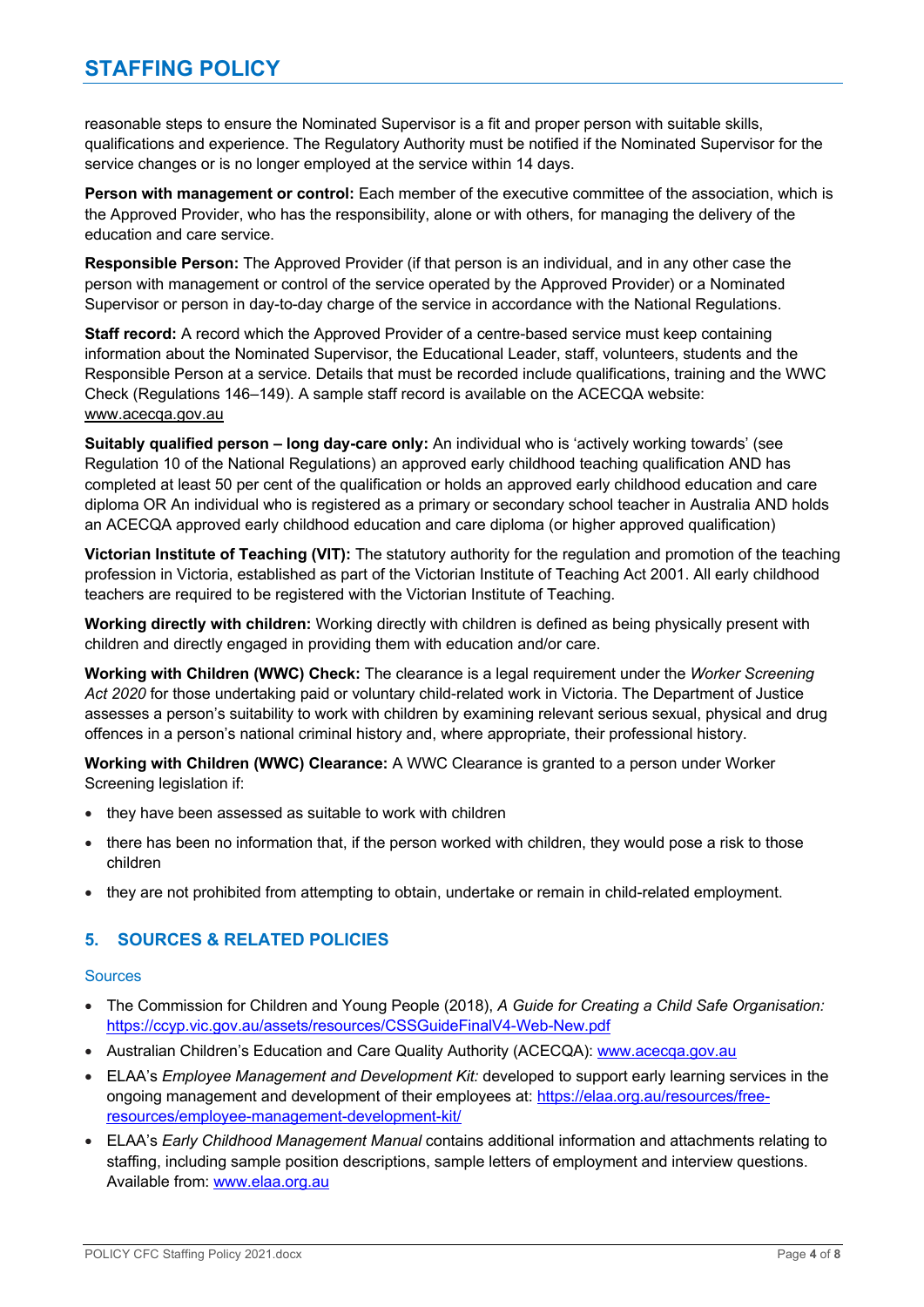reasonable steps to ensure the Nominated Supervisor is a fit and proper person with suitable skills, qualifications and experience. The Regulatory Authority must be notified if the Nominated Supervisor for the service changes or is no longer employed at the service within 14 days.

**Person with management or control:** Each member of the executive committee of the association, which is the Approved Provider, who has the responsibility, alone or with others, for managing the delivery of the education and care service.

**Responsible Person:** The Approved Provider (if that person is an individual, and in any other case the person with management or control of the service operated by the Approved Provider) or a Nominated Supervisor or person in day-to-day charge of the service in accordance with the National Regulations.

**Staff record:** A record which the Approved Provider of a centre-based service must keep containing information about the Nominated Supervisor, the Educational Leader, staff, volunteers, students and the Responsible Person at a service. Details that must be recorded include qualifications, training and the WWC Check (Regulations 146–149). A sample staff record is available on the ACECQA website: www.acecqa.gov.au

**Suitably qualified person – long day-care only:** An individual who is 'actively working towards' (see Regulation 10 of the National Regulations) an approved early childhood teaching qualification AND has completed at least 50 per cent of the qualification or holds an approved early childhood education and care diploma OR An individual who is registered as a primary or secondary school teacher in Australia AND holds an ACECQA approved early childhood education and care diploma (or higher approved qualification)

**Victorian Institute of Teaching (VIT):** The statutory authority for the regulation and promotion of the teaching profession in Victoria, established as part of the Victorian Institute of Teaching Act 2001. All early childhood teachers are required to be registered with the Victorian Institute of Teaching.

**Working directly with children:** Working directly with children is defined as being physically present with children and directly engaged in providing them with education and/or care.

**Working with Children (WWC) Check:** The clearance is a legal requirement under the *Worker Screening Act 2020* for those undertaking paid or voluntary child-related work in Victoria. The Department of Justice assesses a person's suitability to work with children by examining relevant serious sexual, physical and drug offences in a person's national criminal history and, where appropriate, their professional history.

**Working with Children (WWC) Clearance:** A WWC Clearance is granted to a person under Worker Screening legislation if:

- they have been assessed as suitable to work with children
- there has been no information that, if the person worked with children, they would pose a risk to those children
- they are not prohibited from attempting to obtain, undertake or remain in child-related employment.

## 5. SOURCES & RELATED POLICIES

### Sources

- The Commission for Children and Young People (2018), *A Guide for Creating a Child Safe Organisation:* https://ccyp.vic.gov.au/assets/resources/CSSGuideFinalV4-Web-New.pdf
- Australian Children's Education and Care Quality Authority (ACECQA): www.acecqa.gov.au
- ELAA's *Employee Management and Development Kit:* developed to support early learning services in the ongoing management and development of their employees at: https://elaa.org.au/resources/free-resources/employee-management-development-kit/
- ELAA's *Early Childhood Management Manual* contains additional information and attachments relating to staffing, including sample position descriptions, sample letters of employment and interview questions. Available from: www.elaa.org.au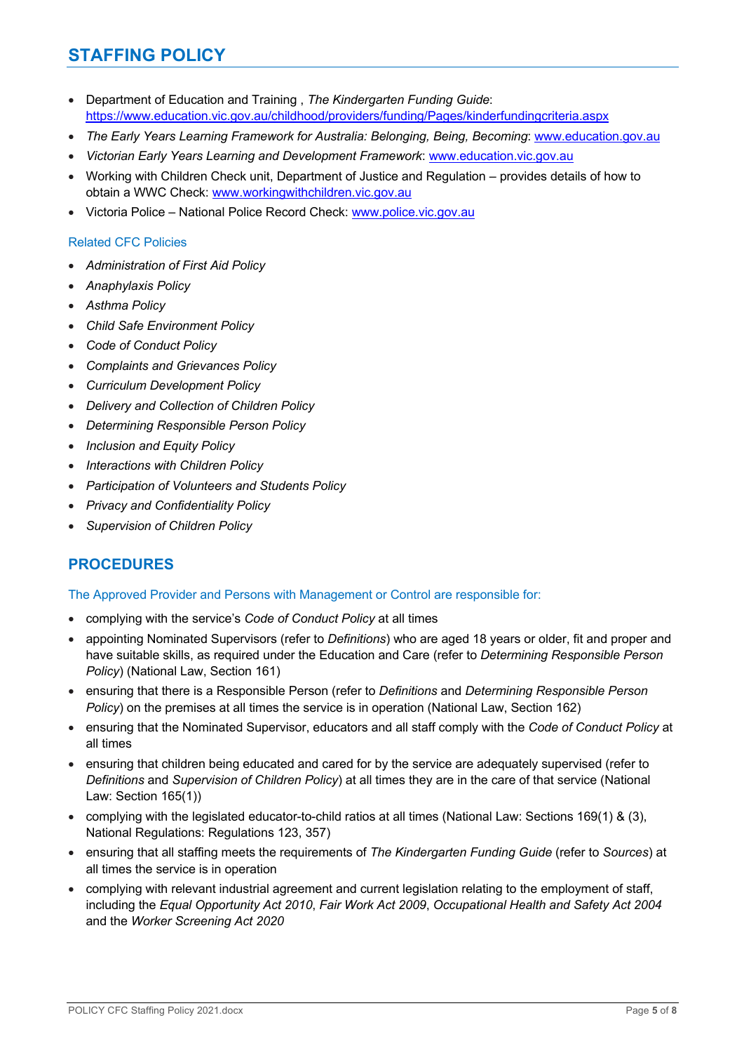- Department of Education and Training , *The Kindergarten Funding Guide*: https://www.education.vic.gov.au/childhood/providers/funding/Pages/kinderfundingcriteria.aspx
- *The Early Years Learning Framework for Australia: Belonging, Being, Becoming*: www.education.gov.au
- *Victorian Early Years Learning and Development Framework*: www.education.vic.gov.au
- Working with Children Check unit, Department of Justice and Regulation – provides details of how to obtain a WWC Check: www.workingwithchildren.vic.gov.au
- Victoria Police – National Police Record Check: www.police.vic.gov.au

### Related CFC Policies

- *Administration of First Aid Policy*
- *Anaphylaxis Policy*
- *Asthma Policy*
- *Child Safe Environment Policy*
- *Code of Conduct Policy*
- *Complaints and Grievances Policy*
- *Curriculum Development Policy*
- *Delivery and Collection of Children Policy*
- *Determining Responsible Person Policy*
- *Inclusion and Equity Policy*
- *Interactions with Children Policy*
- *Participation of Volunteers and Students Policy*
- *Privacy and Confidentiality Policy*
- *Supervision of Children Policy*

## PROCEDURES

### The Approved Provider and Persons with Management or Control are responsible for:

- complying with the service's *Code of Conduct Policy* at all times
- appointing Nominated Supervisors (refer to *Definitions*) who are aged 18 years or older, fit and proper and have suitable skills, as required under the Education and Care (refer to *Determining Responsible Person Policy*) (National Law, Section 161)
- ensuring that there is a Responsible Person (refer to *Definitions* and *Determining Responsible Person Policy*) on the premises at all times the service is in operation (National Law, Section 162)
- ensuring that the Nominated Supervisor, educators and all staff comply with the *Code of Conduct Policy* at all times
- ensuring that children being educated and cared for by the service are adequately supervised (refer to *Definitions* and *Supervision of Children Policy*) at all times they are in the care of that service (National Law: Section 165(1))
- complying with the legislated educator-to-child ratios at all times (National Law: Sections 169(1) & (3), National Regulations: Regulations 123, 357)
- ensuring that all staffing meets the requirements of *The Kindergarten Funding Guide* (refer to *Sources*) at all times the service is in operation
- complying with relevant industrial agreement and current legislation relating to the employment of staff, including the *Equal Opportunity Act 2010*, *Fair Work Act 2009*, *Occupational Health and Safety Act 2004* and the *Worker Screening Act 2020*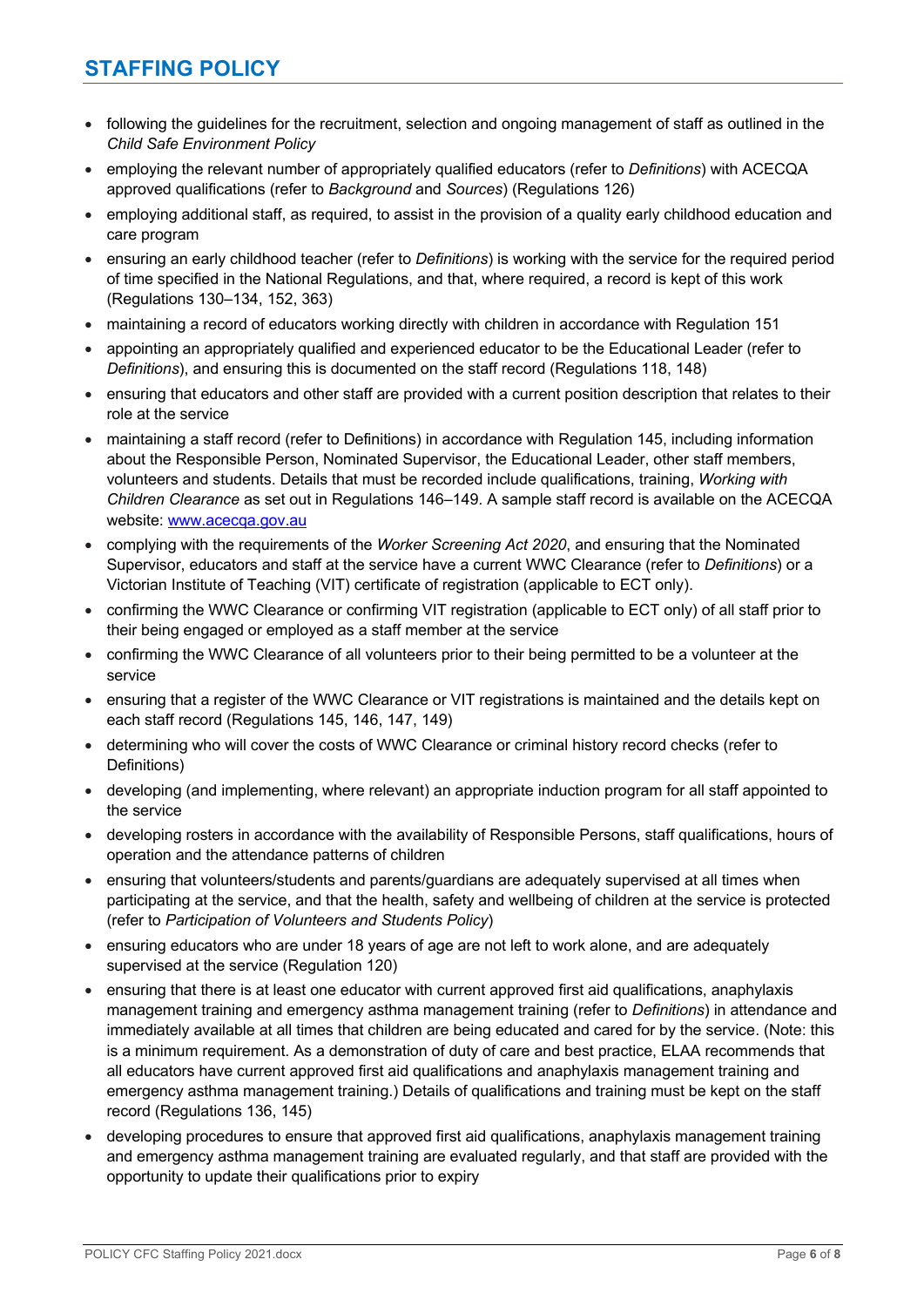- following the guidelines for the recruitment, selection and ongoing management of staff as outlined in the *Child Safe Environment Policy*
- employing the relevant number of appropriately qualified educators (refer to *Definitions*) with ACECQA approved qualifications (refer to *Background* and *Sources*) (Regulations 126)
- employing additional staff, as required, to assist in the provision of a quality early childhood education and care program
- ensuring an early childhood teacher (refer to *Definitions*) is working with the service for the required period of time specified in the National Regulations, and that, where required, a record is kept of this work (Regulations 130–134, 152, 363)
- maintaining a record of educators working directly with children in accordance with Regulation 151
- appointing an appropriately qualified and experienced educator to be the Educational Leader (refer to *Definitions*), and ensuring this is documented on the staff record (Regulations 118, 148)
- ensuring that educators and other staff are provided with a current position description that relates to their role at the service
- maintaining a staff record (refer to Definitions) in accordance with Regulation 145, including information about the Responsible Person, Nominated Supervisor, the Educational Leader, other staff members, volunteers and students. Details that must be recorded include qualifications, training, *Working with Children Clearance* as set out in Regulations 146–149. A sample staff record is available on the ACECQA website: [www.acecqa.gov.au](www.acecqa.gov.au)
- complying with the requirements of the *Worker Screening Act 2020*, and ensuring that the Nominated Supervisor, educators and staff at the service have a current WWC Clearance (refer to *Definitions*) or a Victorian Institute of Teaching (VIT) certificate of registration (applicable to ECT only).
- confirming the WWC Clearance or confirming VIT registration (applicable to ECT only) of all staff prior to their being engaged or employed as a staff member at the service
- confirming the WWC Clearance of all volunteers prior to their being permitted to be a volunteer at the service
- ensuring that a register of the WWC Clearance or VIT registrations is maintained and the details kept on each staff record (Regulations 145, 146, 147, 149)
- determining who will cover the costs of WWC Clearance or criminal history record checks (refer to Definitions)
- developing (and implementing, where relevant) an appropriate induction program for all staff appointed to the service
- developing rosters in accordance with the availability of Responsible Persons, staff qualifications, hours of operation and the attendance patterns of children
- ensuring that volunteers/students and parents/guardians are adequately supervised at all times when participating at the service, and that the health, safety and wellbeing of children at the service is protected (refer to *Participation of Volunteers and Students Policy*)
- ensuring educators who are under 18 years of age are not left to work alone, and are adequately supervised at the service (Regulation 120)
- ensuring that there is at least one educator with current approved first aid qualifications, anaphylaxis management training and emergency asthma management training (refer to *Definitions*) in attendance and immediately available at all times that children are being educated and cared for by the service. (Note: this is a minimum requirement. As a demonstration of duty of care and best practice, ELAA recommends that all educators have current approved first aid qualifications and anaphylaxis management training and emergency asthma management training.) Details of qualifications and training must be kept on the staff record (Regulations 136, 145)
- developing procedures to ensure that approved first aid qualifications, anaphylaxis management training and emergency asthma management training are evaluated regularly, and that staff are provided with the opportunity to update their qualifications prior to expiry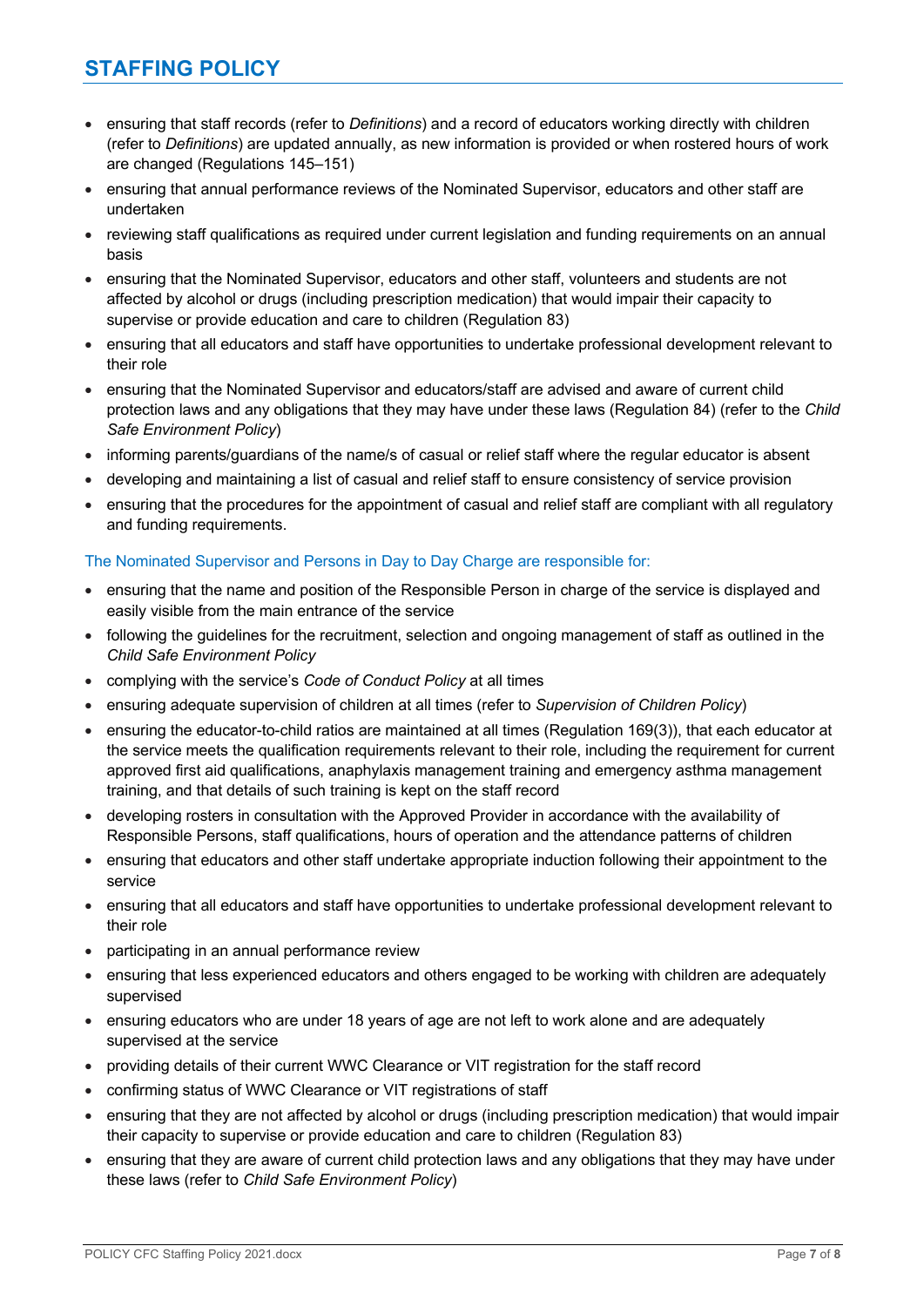- ensuring that staff records (refer to *Definitions*) and a record of educators working directly with children (refer to *Definitions*) are updated annually, as new information is provided or when rostered hours of work are changed (Regulations 145–151)
- ensuring that annual performance reviews of the Nominated Supervisor, educators and other staff are undertaken
- reviewing staff qualifications as required under current legislation and funding requirements on an annual basis
- ensuring that the Nominated Supervisor, educators and other staff, volunteers and students are not affected by alcohol or drugs (including prescription medication) that would impair their capacity to supervise or provide education and care to children (Regulation 83)
- ensuring that all educators and staff have opportunities to undertake professional development relevant to their role
- ensuring that the Nominated Supervisor and educators/staff are advised and aware of current child protection laws and any obligations that they may have under these laws (Regulation 84) (refer to the *Child Safe Environment Policy*)
- informing parents/guardians of the name/s of casual or relief staff where the regular educator is absent
- developing and maintaining a list of casual and relief staff to ensure consistency of service provision
- ensuring that the procedures for the appointment of casual and relief staff are compliant with all regulatory and funding requirements.

### The Nominated Supervisor and Persons in Day to Day Charge are responsible for:

- ensuring that the name and position of the Responsible Person in charge of the service is displayed and easily visible from the main entrance of the service
- following the guidelines for the recruitment, selection and ongoing management of staff as outlined in the *Child Safe Environment Policy*
- complying with the service's *Code of Conduct Policy* at all times
- ensuring adequate supervision of children at all times (refer to *Supervision of Children Policy*)
- ensuring the educator-to-child ratios are maintained at all times (Regulation 169(3)), that each educator at the service meets the qualification requirements relevant to their role, including the requirement for current approved first aid qualifications, anaphylaxis management training and emergency asthma management training, and that details of such training is kept on the staff record
- developing rosters in consultation with the Approved Provider in accordance with the availability of Responsible Persons, staff qualifications, hours of operation and the attendance patterns of children
- ensuring that educators and other staff undertake appropriate induction following their appointment to the service
- ensuring that all educators and staff have opportunities to undertake professional development relevant to their role
- participating in an annual performance review
- ensuring that less experienced educators and others engaged to be working with children are adequately supervised
- ensuring educators who are under 18 years of age are not left to work alone and are adequately supervised at the service
- providing details of their current WWC Clearance or VIT registration for the staff record
- confirming status of WWC Clearance or VIT registrations of staff
- ensuring that they are not affected by alcohol or drugs (including prescription medication) that would impair their capacity to supervise or provide education and care to children (Regulation 83)
- ensuring that they are aware of current child protection laws and any obligations that they may have under these laws (refer to *Child Safe Environment Policy*)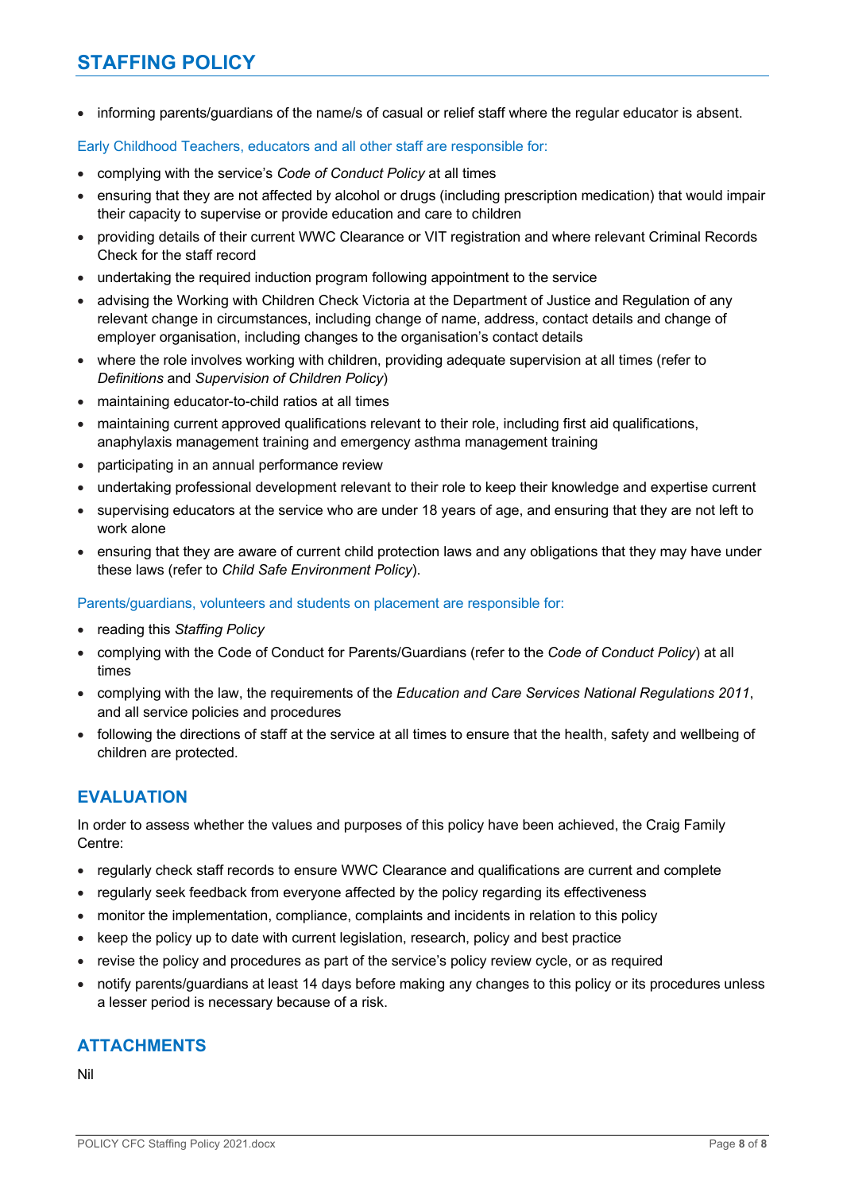- informing parents/guardians of the name/s of casual or relief staff where the regular educator is absent.

Early Childhood Teachers, educators and all other staff are responsible for:

- complying with the service's *Code of Conduct Policy* at all times
- ensuring that they are not affected by alcohol or drugs (including prescription medication) that would impair their capacity to supervise or provide education and care to children
- providing details of their current WWC Clearance or VIT registration and where relevant Criminal Records Check for the staff record
- undertaking the required induction program following appointment to the service
- advising the Working with Children Check Victoria at the Department of Justice and Regulation of any relevant change in circumstances, including change of name, address, contact details and change of employer organisation, including changes to the organisation's contact details
- where the role involves working with children, providing adequate supervision at all times (refer to *Definitions* and *Supervision of Children Policy*)
- maintaining educator-to-child ratios at all times
- maintaining current approved qualifications relevant to their role, including first aid qualifications, anaphylaxis management training and emergency asthma management training
- participating in an annual performance review
- undertaking professional development relevant to their role to keep their knowledge and expertise current
- supervising educators at the service who are under 18 years of age, and ensuring that they are not left to work alone
- ensuring that they are aware of current child protection laws and any obligations that they may have under these laws (refer to *Child Safe Environment Policy*).

Parents/guardians, volunteers and students on placement are responsible for:

- reading this *Staffing Policy*
- complying with the Code of Conduct for Parents/Guardians (refer to the *Code of Conduct Policy*) at all times
- complying with the law, the requirements of the *Education and Care Services National Regulations 2011*, and all service policies and procedures
- following the directions of staff at the service at all times to ensure that the health, safety and wellbeing of children are protected.

## EVALUATION

In order to assess whether the values and purposes of this policy have been achieved, the Craig Family Centre:

- regularly check staff records to ensure WWC Clearance and qualifications are current and complete
- regularly seek feedback from everyone affected by the policy regarding its effectiveness
- monitor the implementation, compliance, complaints and incidents in relation to this policy
- keep the policy up to date with current legislation, research, policy and best practice
- revise the policy and procedures as part of the service's policy review cycle, or as required
- notify parents/guardians at least 14 days before making any changes to this policy or its procedures unless a lesser period is necessary because of a risk.

## ATTACHMENTS

Nil